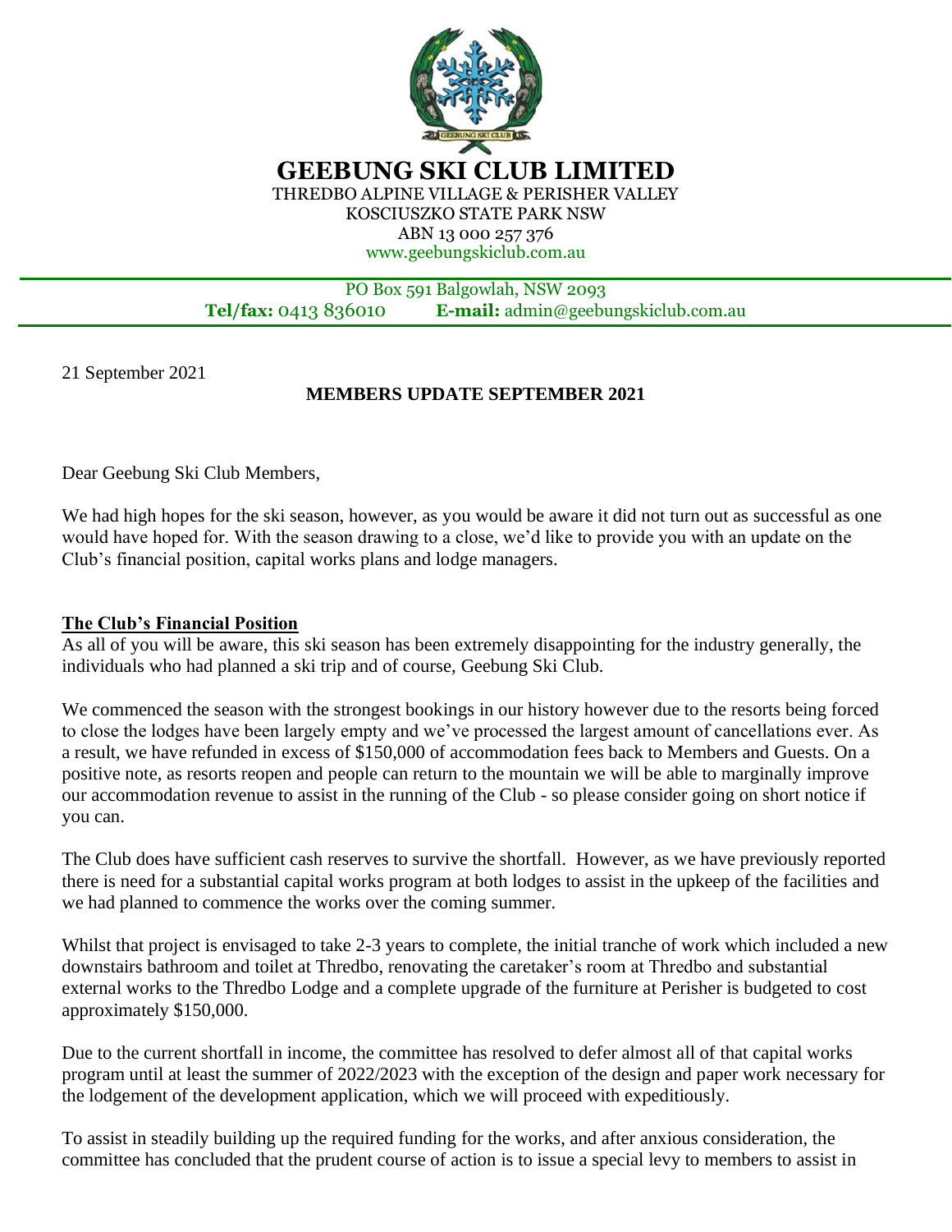# GEEBUNG SKI CLUB LIMITED

THREDBO ALPINE VILLAGE & PERISHER VALLEY
KOSCIUSZKO STATE PARK NSW
ABN 13 000 257 376
www.geebungskiclub.com.au

PO Box 591 Balgowlah, NSW 2093
**Tel/fax:** 0413 836010 **E-mail:** admin@geebungskiclub.com.au

21 September 2021

**MEMBERS UPDATE SEPTEMBER 2021**

Dear Geebung Ski Club Members,

We had high hopes for the ski season, however, as you would be aware it did not turn out as successful as one would have hoped for. With the season drawing to a close, we'd like to provide you with an update on the Club's financial position, capital works plans and lodge managers.

## The Club's Financial Position

As all of you will be aware, this ski season has been extremely disappointing for the industry generally, the individuals who had planned a ski trip and of course, Geebung Ski Club.

We commenced the season with the strongest bookings in our history however due to the resorts being forced to close the lodges have been largely empty and we've processed the largest amount of cancellations ever. As a result, we have refunded in excess of $150,000 of accommodation fees back to Members and Guests. On a positive note, as resorts reopen and people can return to the mountain we will be able to marginally improve our accommodation revenue to assist in the running of the Club - so please consider going on short notice if you can.

The Club does have sufficient cash reserves to survive the shortfall. However, as we have previously reported there is need for a substantial capital works program at both lodges to assist in the upkeep of the facilities and we had planned to commence the works over the coming summer.

Whilst that project is envisaged to take 2-3 years to complete, the initial tranche of work which included a new downstairs bathroom and toilet at Thredbo, renovating the caretaker's room at Thredbo and substantial external works to the Thredbo Lodge and a complete upgrade of the furniture at Perisher is budgeted to cost approximately $150,000.

Due to the current shortfall in income, the committee has resolved to defer almost all of that capital works program until at least the summer of 2022/2023 with the exception of the design and paper work necessary for the lodgement of the development application, which we will proceed with expeditiously.

To assist in steadily building up the required funding for the works, and after anxious consideration, the committee has concluded that the prudent course of action is to issue a special levy to members to assist in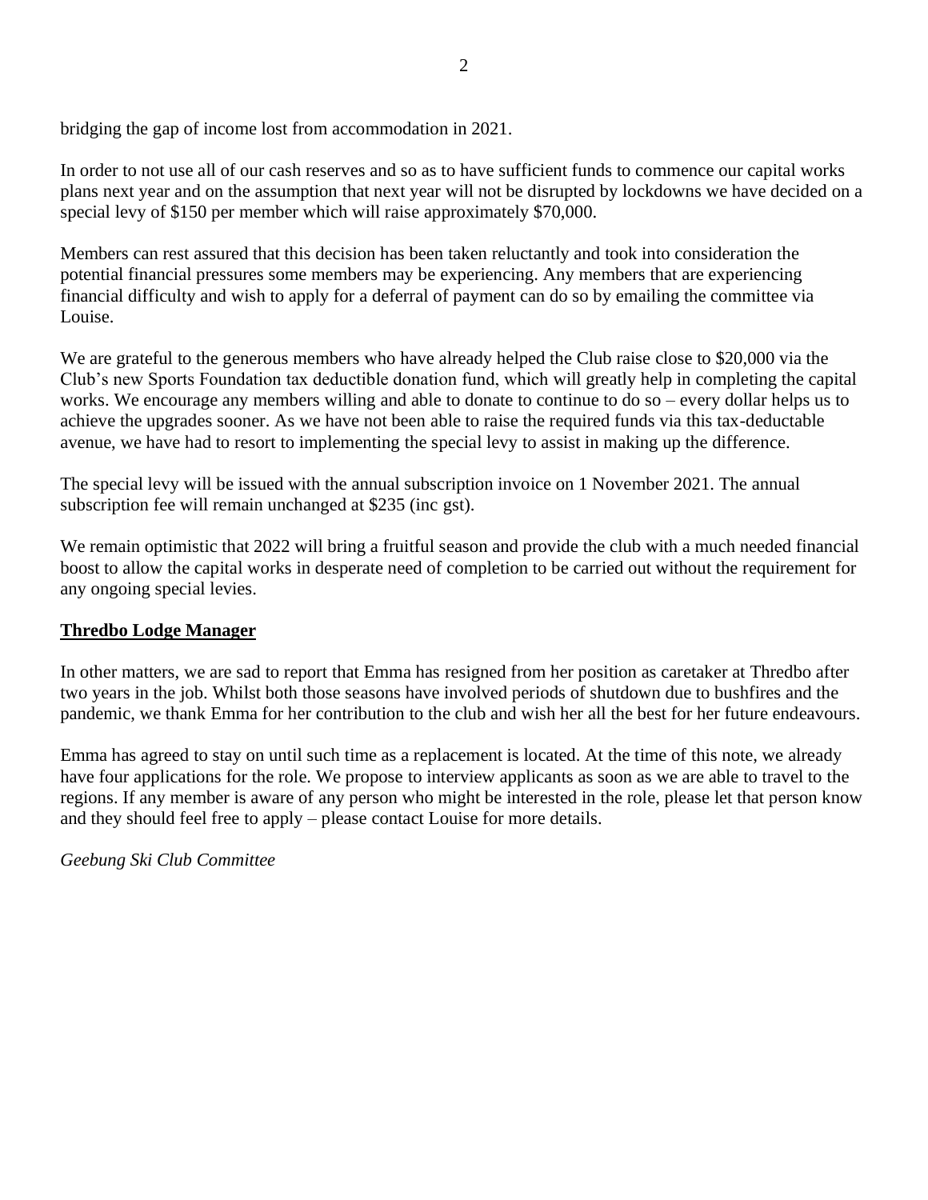bridging the gap of income lost from accommodation in 2021.

In order to not use all of our cash reserves and so as to have sufficient funds to commence our capital works plans next year and on the assumption that next year will not be disrupted by lockdowns we have decided on a special levy of $150 per member which will raise approximately $70,000.

Members can rest assured that this decision has been taken reluctantly and took into consideration the potential financial pressures some members may be experiencing. Any members that are experiencing financial difficulty and wish to apply for a deferral of payment can do so by emailing the committee via Louise.

We are grateful to the generous members who have already helped the Club raise close to $20,000 via the Club's new Sports Foundation tax deductible donation fund, which will greatly help in completing the capital works. We encourage any members willing and able to donate to continue to do so – every dollar helps us to achieve the upgrades sooner. As we have not been able to raise the required funds via this tax-deductable avenue, we have had to resort to implementing the special levy to assist in making up the difference.

The special levy will be issued with the annual subscription invoice on 1 November 2021. The annual subscription fee will remain unchanged at $235 (inc gst).

We remain optimistic that 2022 will bring a fruitful season and provide the club with a much needed financial boost to allow the capital works in desperate need of completion to be carried out without the requirement for any ongoing special levies.

## Thredbo Lodge Manager

In other matters, we are sad to report that Emma has resigned from her position as caretaker at Thredbo after two years in the job. Whilst both those seasons have involved periods of shutdown due to bushfires and the pandemic, we thank Emma for her contribution to the club and wish her all the best for her future endeavours.

Emma has agreed to stay on until such time as a replacement is located. At the time of this note, we already have four applications for the role. We propose to interview applicants as soon as we are able to travel to the regions. If any member is aware of any person who might be interested in the role, please let that person know and they should feel free to apply – please contact Louise for more details.

*Geebung Ski Club Committee*